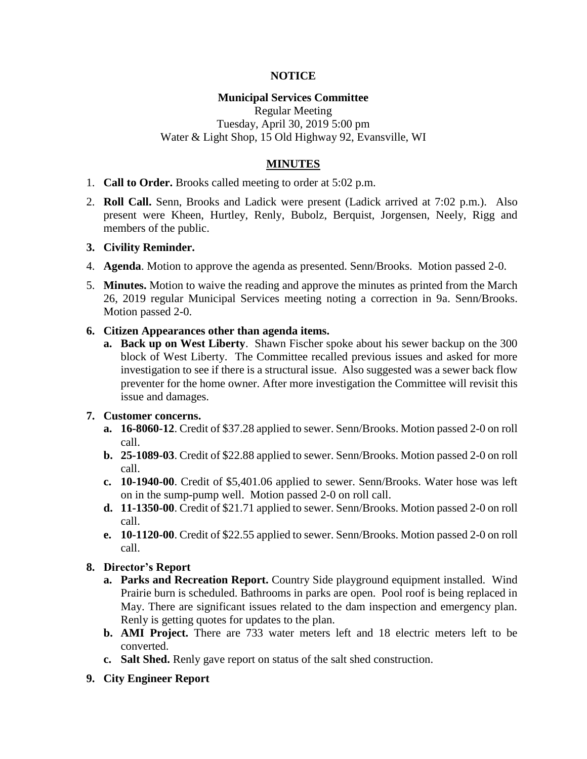**NOTICE**

**Municipal Services Committee**
Regular Meeting
Tuesday, April 30, 2019 5:00 pm
Water & Light Shop, 15 Old Highway 92, Evansville, WI

**MINUTES**

1. **Call to Order.** Brooks called meeting to order at 5:02 p.m.
2. **Roll Call.** Senn, Brooks and Ladick were present (Ladick arrived at 7:02 p.m.). Also present were Kheen, Hurtley, Renly, Bubolz, Berquist, Jorgensen, Neely, Rigg and members of the public.
3. **Civility Reminder.**
4. **Agenda**. Motion to approve the agenda as presented. Senn/Brooks. Motion passed 2-0.
5. **Minutes.** Motion to waive the reading and approve the minutes as printed from the March 26, 2019 regular Municipal Services meeting noting a correction in 9a. Senn/Brooks. Motion passed 2-0.
6. **Citizen Appearances other than agenda items.**
   a. **Back up on West Liberty**. Shawn Fischer spoke about his sewer backup on the 300 block of West Liberty. The Committee recalled previous issues and asked for more investigation to see if there is a structural issue. Also suggested was a sewer back flow preventer for the home owner. After more investigation the Committee will revisit this issue and damages.
7. **Customer concerns.**
   a. **16-8060-12**. Credit of $37.28 applied to sewer. Senn/Brooks. Motion passed 2-0 on roll call.
   b. **25-1089-03**. Credit of $22.88 applied to sewer. Senn/Brooks. Motion passed 2-0 on roll call.
   c. **10-1940-00**. Credit of $5,401.06 applied to sewer. Senn/Brooks. Water hose was left on in the sump-pump well. Motion passed 2-0 on roll call.
   d. **11-1350-00**. Credit of $21.71 applied to sewer. Senn/Brooks. Motion passed 2-0 on roll call.
   e. **10-1120-00**. Credit of $22.55 applied to sewer. Senn/Brooks. Motion passed 2-0 on roll call.
8. **Director's Report**
   a. **Parks and Recreation Report.** Country Side playground equipment installed. Wind Prairie burn is scheduled. Bathrooms in parks are open. Pool roof is being replaced in May. There are significant issues related to the dam inspection and emergency plan. Renly is getting quotes for updates to the plan.
   b. **AMI Project.** There are 733 water meters left and 18 electric meters left to be converted.
   c. **Salt Shed.** Renly gave report on status of the salt shed construction.
9. **City Engineer Report**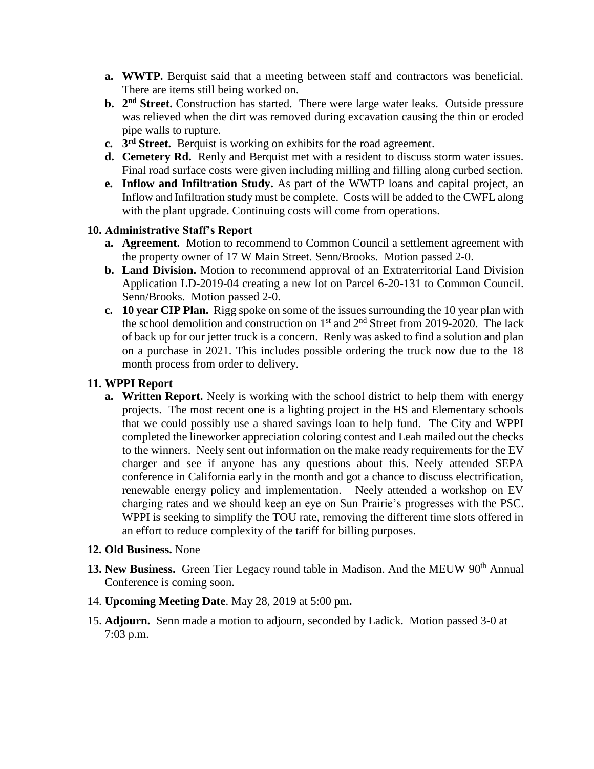- **a. WWTP.** Berquist said that a meeting between staff and contractors was beneficial. There are items still being worked on.
- **b. 2nd Street.** Construction has started. There were large water leaks. Outside pressure was relieved when the dirt was removed during excavation causing the thin or eroded pipe walls to rupture.
- **c. 3rd Street.** Berquist is working on exhibits for the road agreement.
- **d. Cemetery Rd.** Renly and Berquist met with a resident to discuss storm water issues. Final road surface costs were given including milling and filling along curbed section.
- **e. Inflow and Infiltration Study.** As part of the WWTP loans and capital project, an Inflow and Infiltration study must be complete. Costs will be added to the CWFL along with the plant upgrade. Continuing costs will come from operations.

**10. Administrative Staff's Report**

- **a. Agreement.** Motion to recommend to Common Council a settlement agreement with the property owner of 17 W Main Street. Senn/Brooks. Motion passed 2-0.
- **b. Land Division.** Motion to recommend approval of an Extraterritorial Land Division Application LD-2019-04 creating a new lot on Parcel 6-20-131 to Common Council. Senn/Brooks. Motion passed 2-0.
- **c. 10 year CIP Plan.** Rigg spoke on some of the issues surrounding the 10 year plan with the school demolition and construction on 1st and 2nd Street from 2019-2020. The lack of back up for our jetter truck is a concern. Renly was asked to find a solution and plan on a purchase in 2021. This includes possible ordering the truck now due to the 18 month process from order to delivery.

**11. WPPI Report**

- **a. Written Report.** Neely is working with the school district to help them with energy projects. The most recent one is a lighting project in the HS and Elementary schools that we could possibly use a shared savings loan to help fund. The City and WPPI completed the lineworker appreciation coloring contest and Leah mailed out the checks to the winners. Neely sent out information on the make ready requirements for the EV charger and see if anyone has any questions about this. Neely attended SEPA conference in California early in the month and got a chance to discuss electrification, renewable energy policy and implementation. Neely attended a workshop on EV charging rates and we should keep an eye on Sun Prairie's progresses with the PSC. WPPI is seeking to simplify the TOU rate, removing the different time slots offered in an effort to reduce complexity of the tariff for billing purposes.

**12. Old Business.** None

**13. New Business.** Green Tier Legacy round table in Madison. And the MEUW 90th Annual Conference is coming soon.

14. **Upcoming Meeting Date**. May 28, 2019 at 5:00 pm**.**

15. **Adjourn.** Senn made a motion to adjourn, seconded by Ladick. Motion passed 3-0 at 7:03 p.m.